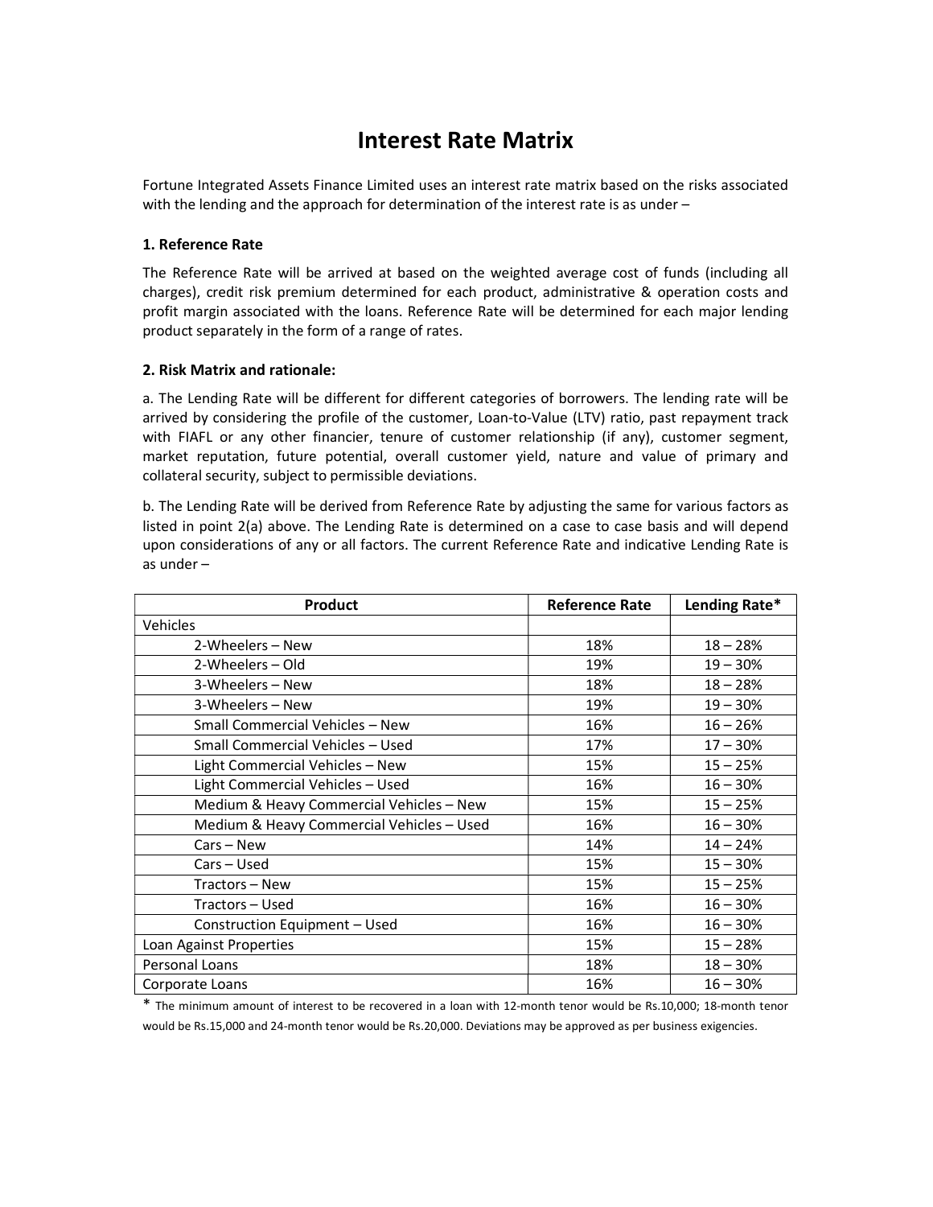# Interest Rate Matrix

Fortune Integrated Assets Finance Limited uses an interest rate matrix based on the risks associated with the lending and the approach for determination of the interest rate is as under –

### 1. Reference Rate

The Reference Rate will be arrived at based on the weighted average cost of funds (including all charges), credit risk premium determined for each product, administrative & operation costs and profit margin associated with the loans. Reference Rate will be determined for each major lending product separately in the form of a range of rates.

### 2. Risk Matrix and rationale:

a. The Lending Rate will be different for different categories of borrowers. The lending rate will be arrived by considering the profile of the customer, Loan-to-Value (LTV) ratio, past repayment track with FIAFL or any other financier, tenure of customer relationship (if any), customer segment, market reputation, future potential, overall customer yield, nature and value of primary and collateral security, subject to permissible deviations.

b. The Lending Rate will be derived from Reference Rate by adjusting the same for various factors as listed in point 2(a) above. The Lending Rate is determined on a case to case basis and will depend upon considerations of any or all factors. The current Reference Rate and indicative Lending Rate is as under –

| Product | Reference Rate | Lending Rate* |
|---|---|---|
| Vehicles | | |
| 2-Wheelers – New | 18% | 18 – 28% |
| 2-Wheelers – Old | 19% | 19 – 30% |
| 3-Wheelers – New | 18% | 18 – 28% |
| 3-Wheelers – New | 19% | 19 – 30% |
| Small Commercial Vehicles – New | 16% | 16 – 26% |
| Small Commercial Vehicles – Used | 17% | 17 – 30% |
| Light Commercial Vehicles – New | 15% | 15 – 25% |
| Light Commercial Vehicles – Used | 16% | 16 – 30% |
| Medium & Heavy Commercial Vehicles – New | 15% | 15 – 25% |
| Medium & Heavy Commercial Vehicles – Used | 16% | 16 – 30% |
| Cars – New | 14% | 14 – 24% |
| Cars – Used | 15% | 15 – 30% |
| Tractors – New | 15% | 15 – 25% |
| Tractors – Used | 16% | 16 – 30% |
| Construction Equipment – Used | 16% | 16 – 30% |
| Loan Against Properties | 15% | 15 – 28% |
| Personal Loans | 18% | 18 – 30% |
| Corporate Loans | 16% | 16 – 30% |

* The minimum amount of interest to be recovered in a loan with 12-month tenor would be Rs.10,000; 18-month tenor would be Rs.15,000 and 24-month tenor would be Rs.20,000. Deviations may be approved as per business exigencies.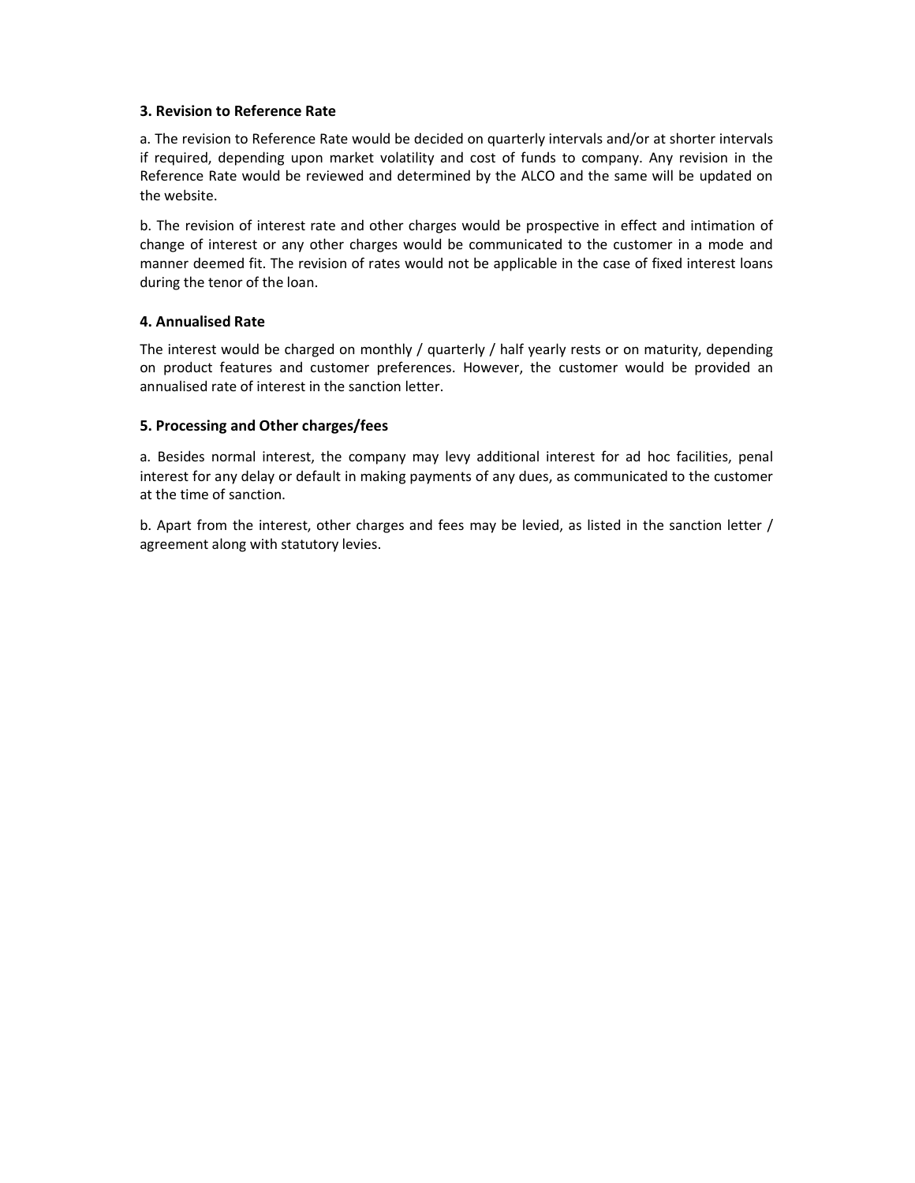### 3. Revision to Reference Rate

a. The revision to Reference Rate would be decided on quarterly intervals and/or at shorter intervals if required, depending upon market volatility and cost of funds to company. Any revision in the Reference Rate would be reviewed and determined by the ALCO and the same will be updated on the website.

b. The revision of interest rate and other charges would be prospective in effect and intimation of change of interest or any other charges would be communicated to the customer in a mode and manner deemed fit. The revision of rates would not be applicable in the case of fixed interest loans during the tenor of the loan.

### 4. Annualised Rate

The interest would be charged on monthly / quarterly / half yearly rests or on maturity, depending on product features and customer preferences. However, the customer would be provided an annualised rate of interest in the sanction letter.

### 5. Processing and Other charges/fees

a. Besides normal interest, the company may levy additional interest for ad hoc facilities, penal interest for any delay or default in making payments of any dues, as communicated to the customer at the time of sanction.

b. Apart from the interest, other charges and fees may be levied, as listed in the sanction letter / agreement along with statutory levies.